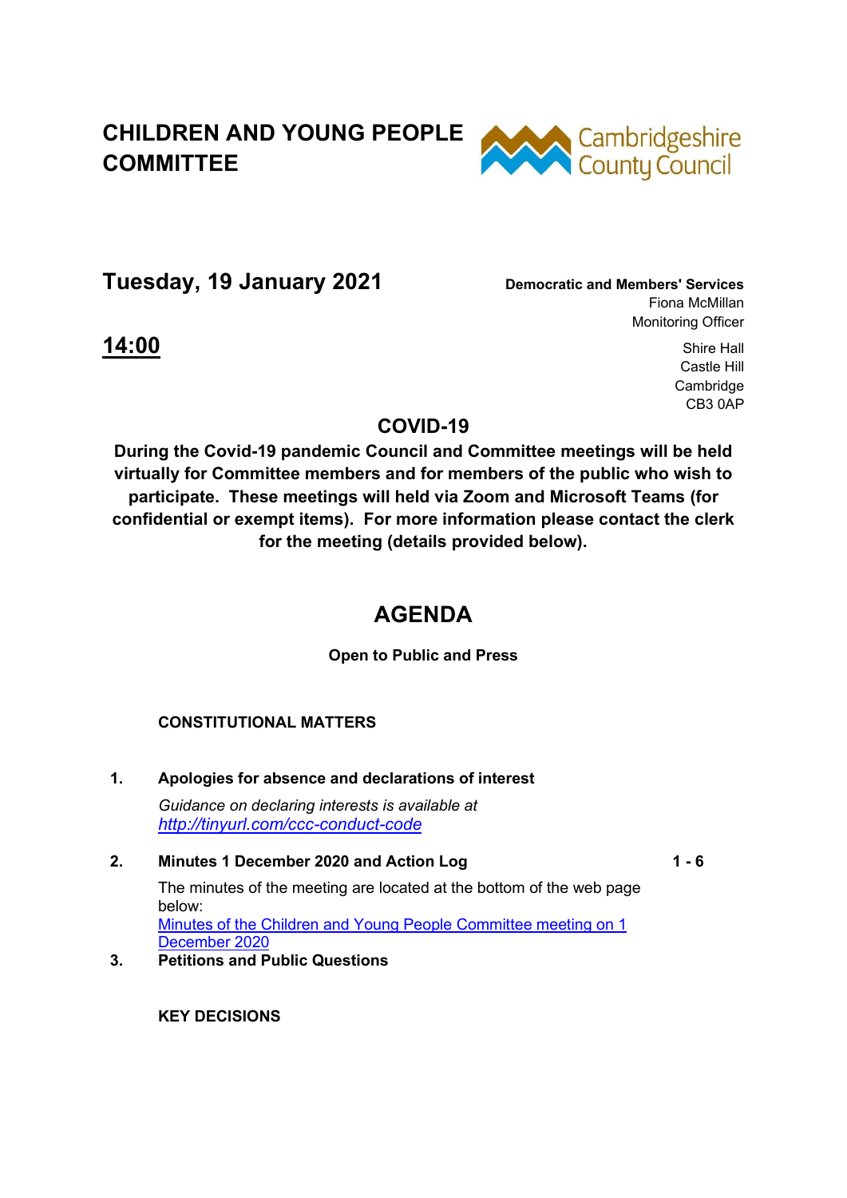# CHILDREN AND YOUNG PEOPLE COMMITTEE

Cambridgeshire County Council

## Tuesday, 19 January 2021

**Democratic and Members' Services**
Fiona McMillan
Monitoring Officer

## 14:00

Shire Hall
Castle Hill
Cambridge
CB3 0AP

## COVID-19

**During the Covid-19 pandemic Council and Committee meetings will be held virtually for Committee members and for members of the public who wish to participate. These meetings will held via Zoom and Microsoft Teams (for confidential or exempt items). For more information please contact the clerk for the meeting (details provided below).**

## AGENDA

**Open to Public and Press**

**CONSTITUTIONAL MATTERS**

**1. Apologies for absence and declarations of interest**

*Guidance on declaring interests is available at [http://tinyurl.com/ccc-conduct-code](http://tinyurl.com/ccc-conduct-code)*

**2. Minutes 1 December 2020 and Action Log** — **1 - 6**

The minutes of the meeting are located at the bottom of the web page below:
[Minutes of the Children and Young People Committee meeting on 1 December 2020]()

**3. Petitions and Public Questions**

**KEY DECISIONS**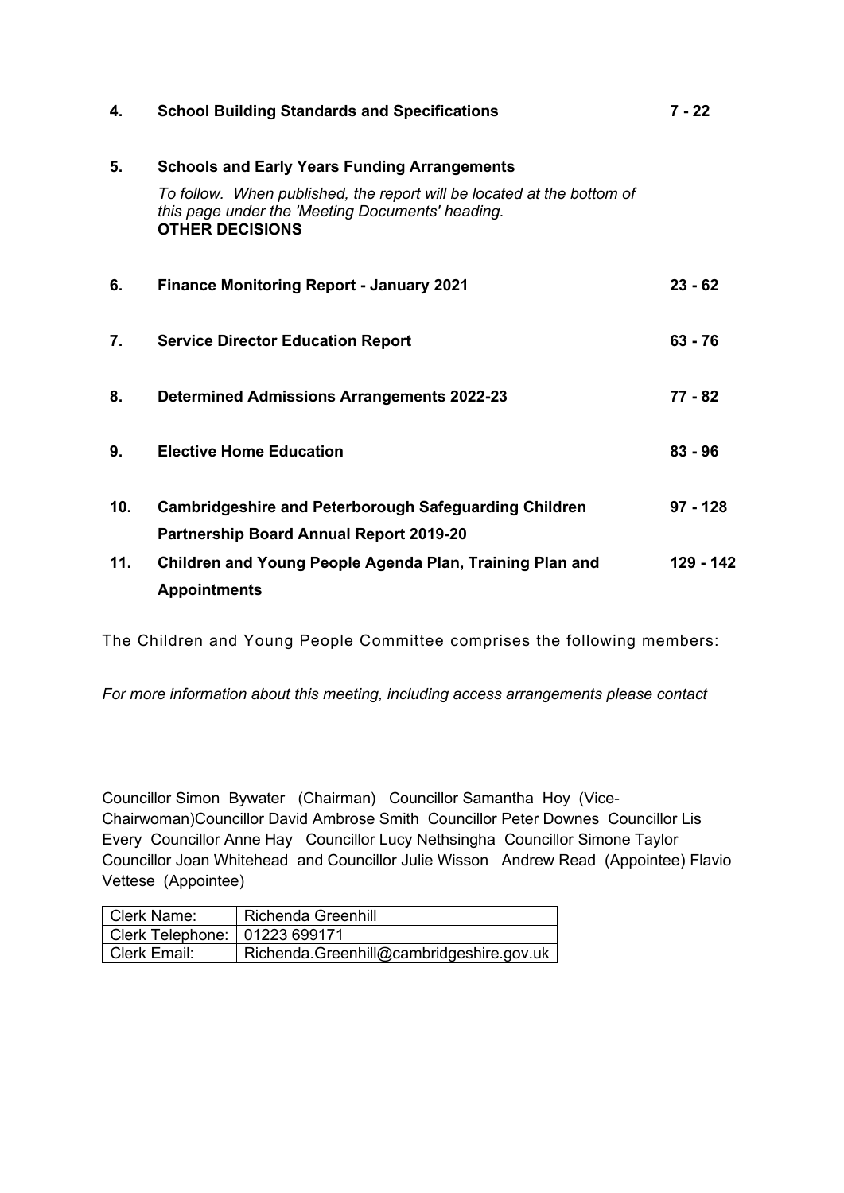| | | |
|---|---|---|
| **4.** | **School Building Standards and Specifications** | **7 - 22** |
| **5.** | **Schools and Early Years Funding Arrangements**<br>*To follow. When published, the report will be located at the bottom of this page under the 'Meeting Documents' heading.*<br>**OTHER DECISIONS** | |
| **6.** | **Finance Monitoring Report - January 2021** | **23 - 62** |
| **7.** | **Service Director Education Report** | **63 - 76** |
| **8.** | **Determined Admissions Arrangements 2022-23** | **77 - 82** |
| **9.** | **Elective Home Education** | **83 - 96** |
| **10.** | **Cambridgeshire and Peterborough Safeguarding Children Partnership Board Annual Report 2019-20** | **97 - 128** |
| **11.** | **Children and Young People Agenda Plan, Training Plan and Appointments** | **129 - 142** |

The Children and Young People Committee comprises the following members:

*For more information about this meeting, including access arrangements please contact*

Councillor Simon Bywater (Chairman) Councillor Samantha Hoy (Vice-Chairwoman)Councillor David Ambrose Smith Councillor Peter Downes Councillor Lis Every Councillor Anne Hay Councillor Lucy Nethsingha Councillor Simone Taylor Councillor Joan Whitehead and Councillor Julie Wisson Andrew Read (Appointee) Flavio Vettese (Appointee)

| | |
|---|---|
| Clerk Name: | Richenda Greenhill |
| Clerk Telephone: | 01223 699171 |
| Clerk Email: | Richenda.Greenhill@cambridgeshire.gov.uk |